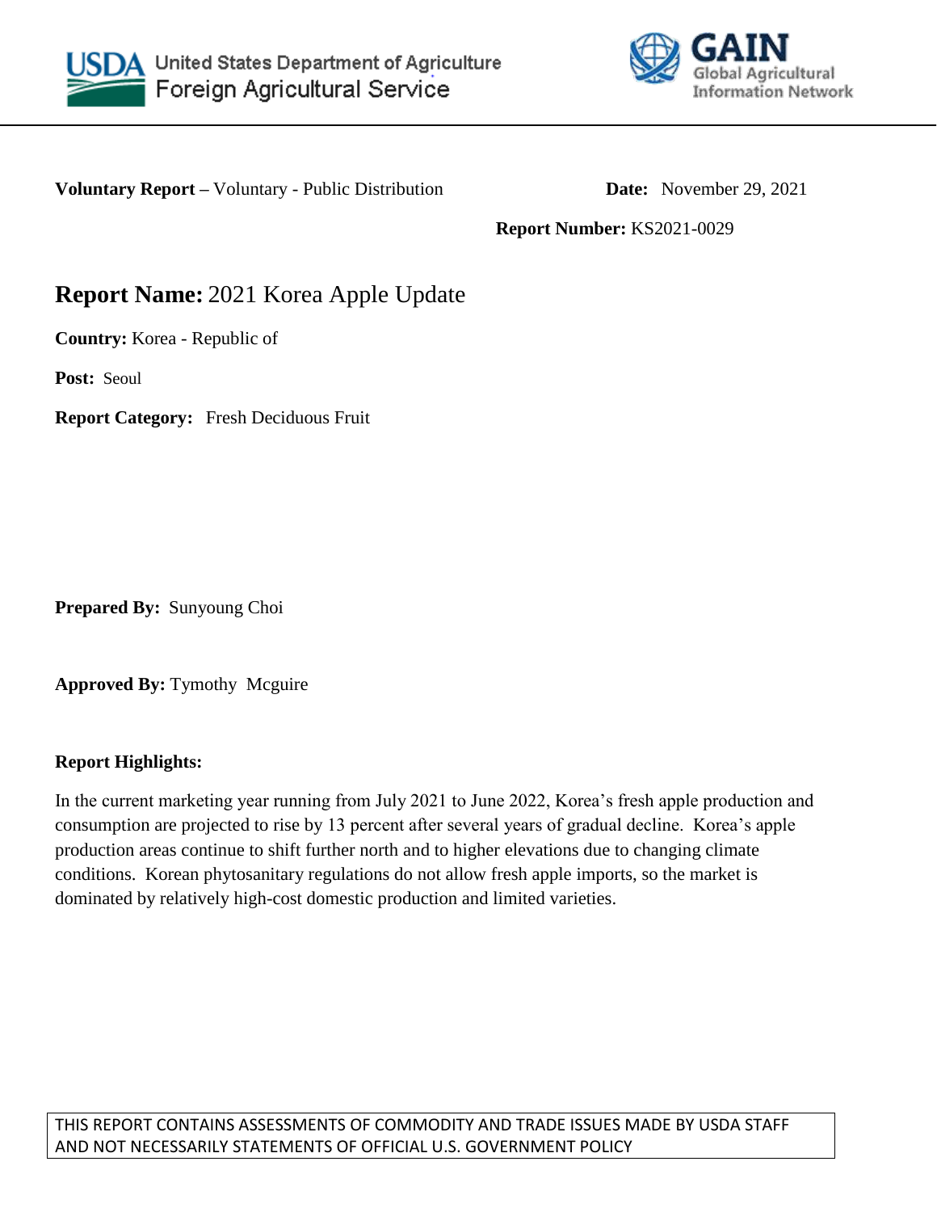United States Department of Agriculture
Foreign Agricultural Service

GAIN
Global Agricultural Information Network

**Voluntary Report –** Voluntary - Public Distribution **Date:** November 29, 2021

**Report Number:** KS2021-0029

# **Report Name:** 2021 Korea Apple Update

**Country:** Korea - Republic of

**Post:** Seoul

**Report Category:** Fresh Deciduous Fruit

**Prepared By:** Sunyoung Choi

**Approved By:** Tymothy Mcguire

**Report Highlights:**

In the current marketing year running from July 2021 to June 2022, Korea's fresh apple production and consumption are projected to rise by 13 percent after several years of gradual decline. Korea's apple production areas continue to shift further north and to higher elevations due to changing climate conditions. Korean phytosanitary regulations do not allow fresh apple imports, so the market is dominated by relatively high-cost domestic production and limited varieties.

THIS REPORT CONTAINS ASSESSMENTS OF COMMODITY AND TRADE ISSUES MADE BY USDA STAFF AND NOT NECESSARILY STATEMENTS OF OFFICIAL U.S. GOVERNMENT POLICY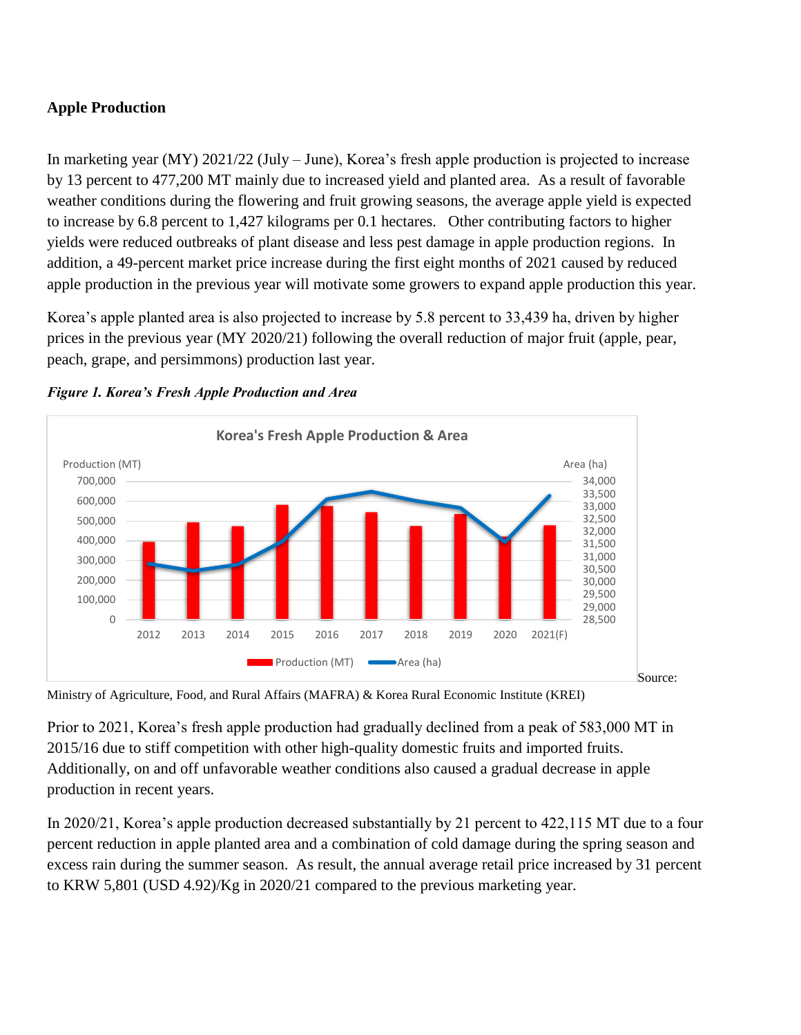## Apple Production

In marketing year (MY) 2021/22 (July – June), Korea's fresh apple production is projected to increase by 13 percent to 477,200 MT mainly due to increased yield and planted area. As a result of favorable weather conditions during the flowering and fruit growing seasons, the average apple yield is expected to increase by 6.8 percent to 1,427 kilograms per 0.1 hectares. Other contributing factors to higher yields were reduced outbreaks of plant disease and less pest damage in apple production regions. In addition, a 49-percent market price increase during the first eight months of 2021 caused by reduced apple production in the previous year will motivate some growers to expand apple production this year.

Korea's apple planted area is also projected to increase by 5.8 percent to 33,439 ha, driven by higher prices in the previous year (MY 2020/21) following the overall reduction of major fruit (apple, pear, peach, grape, and persimmons) production last year.

***Figure 1. Korea's Fresh Apple Production and Area***

Source: Ministry of Agriculture, Food, and Rural Affairs (MAFRA) & Korea Rural Economic Institute (KREI)

Prior to 2021, Korea's fresh apple production had gradually declined from a peak of 583,000 MT in 2015/16 due to stiff competition with other high-quality domestic fruits and imported fruits. Additionally, on and off unfavorable weather conditions also caused a gradual decrease in apple production in recent years.

In 2020/21, Korea's apple production decreased substantially by 21 percent to 422,115 MT due to a four percent reduction in apple planted area and a combination of cold damage during the spring season and excess rain during the summer season. As result, the annual average retail price increased by 31 percent to KRW 5,801 (USD 4.92)/Kg in 2020/21 compared to the previous marketing year.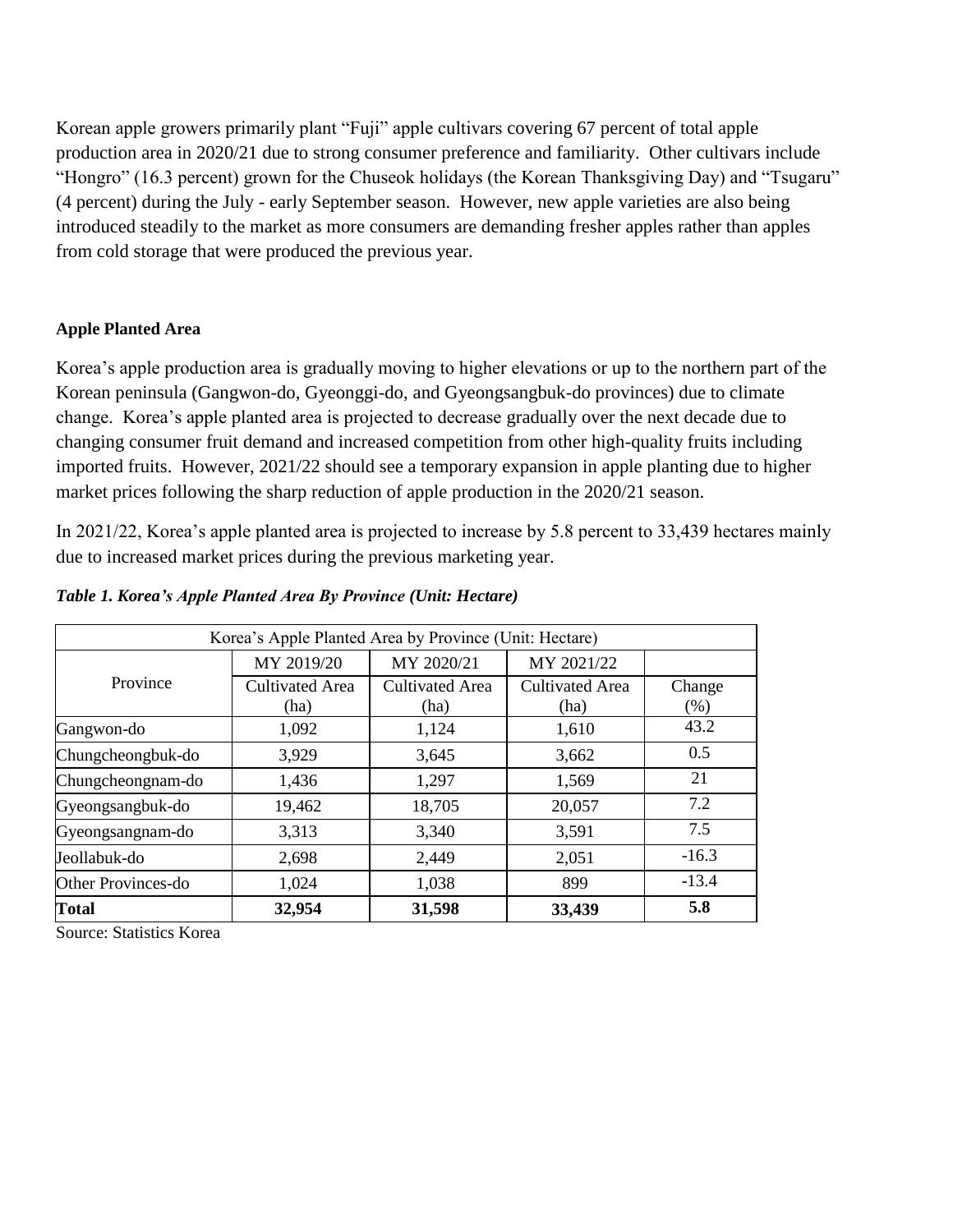Korean apple growers primarily plant "Fuji" apple cultivars covering 67 percent of total apple production area in 2020/21 due to strong consumer preference and familiarity. Other cultivars include "Hongro" (16.3 percent) grown for the Chuseok holidays (the Korean Thanksgiving Day) and "Tsugaru" (4 percent) during the July - early September season. However, new apple varieties are also being introduced steadily to the market as more consumers are demanding fresher apples rather than apples from cold storage that were produced the previous year.

**Apple Planted Area**

Korea's apple production area is gradually moving to higher elevations or up to the northern part of the Korean peninsula (Gangwon-do, Gyeonggi-do, and Gyeongsangbuk-do provinces) due to climate change. Korea's apple planted area is projected to decrease gradually over the next decade due to changing consumer fruit demand and increased competition from other high-quality fruits including imported fruits. However, 2021/22 should see a temporary expansion in apple planting due to higher market prices following the sharp reduction of apple production in the 2020/21 season.

In 2021/22, Korea's apple planted area is projected to increase by 5.8 percent to 33,439 hectares mainly due to increased market prices during the previous marketing year.

***Table 1. Korea's Apple Planted Area By Province (Unit: Hectare)***

| Korea's Apple Planted Area by Province (Unit: Hectare) | | | | |
|---|---|---|---|---|
| Province | MY 2019/20 | MY 2020/21 | MY 2021/22 | |
| | Cultivated Area (ha) | Cultivated Area (ha) | Cultivated Area (ha) | Change (%) |
| Gangwon-do | 1,092 | 1,124 | 1,610 | 43.2 |
| Chungcheongbuk-do | 3,929 | 3,645 | 3,662 | 0.5 |
| Chungcheongnam-do | 1,436 | 1,297 | 1,569 | 21 |
| Gyeongsangbuk-do | 19,462 | 18,705 | 20,057 | 7.2 |
| Gyeongsangnam-do | 3,313 | 3,340 | 3,591 | 7.5 |
| Jeollabuk-do | 2,698 | 2,449 | 2,051 | -16.3 |
| Other Provinces-do | 1,024 | 1,038 | 899 | -13.4 |
| **Total** | **32,954** | **31,598** | **33,439** | **5.8** |

Source: Statistics Korea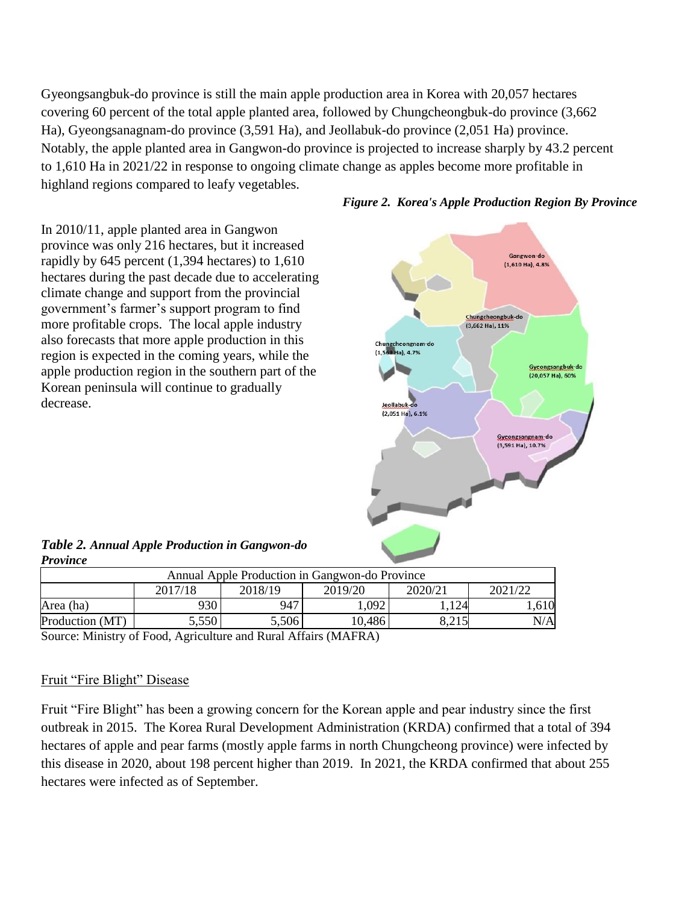Gyeongsangbuk-do province is still the main apple production area in Korea with 20,057 hectares covering 60 percent of the total apple planted area, followed by Chungcheongbuk-do province (3,662 Ha), Gyeongsanagnam-do province (3,591 Ha), and Jeollabuk-do province (2,051 Ha) province. Notably, the apple planted area in Gangwon-do province is projected to increase sharply by 43.2 percent to 1,610 Ha in 2021/22 in response to ongoing climate change as apples become more profitable in highland regions compared to leafy vegetables.

In 2010/11, apple planted area in Gangwon province was only 216 hectares, but it increased rapidly by 645 percent (1,394 hectares) to 1,610 hectares during the past decade due to accelerating climate change and support from the provincial government's farmer's support program to find more profitable crops. The local apple industry also forecasts that more apple production in this region is expected in the coming years, while the apple production region in the southern part of the Korean peninsula will continue to gradually decrease.

***Figure 2. Korea's Apple Production Region By Province***

***Table 2. Annual Apple Production in Gangwon-do Province***

| Annual Apple Production in Gangwon-do Province | | | | | |
|---|---|---|---|---|---|
| | 2017/18 | 2018/19 | 2019/20 | 2020/21 | 2021/22 |
| Area (ha) | 930 | 947 | 1,092 | 1,124 | 1,610 |
| Production (MT) | 5,550 | 5,506 | 10,486 | 8,215 | N/A |

Source: Ministry of Food, Agriculture and Rural Affairs (MAFRA)

## Fruit "Fire Blight" Disease

Fruit "Fire Blight" has been a growing concern for the Korean apple and pear industry since the first outbreak in 2015. The Korea Rural Development Administration (KRDA) confirmed that a total of 394 hectares of apple and pear farms (mostly apple farms in north Chungcheong province) were infected by this disease in 2020, about 198 percent higher than 2019. In 2021, the KRDA confirmed that about 255 hectares were infected as of September.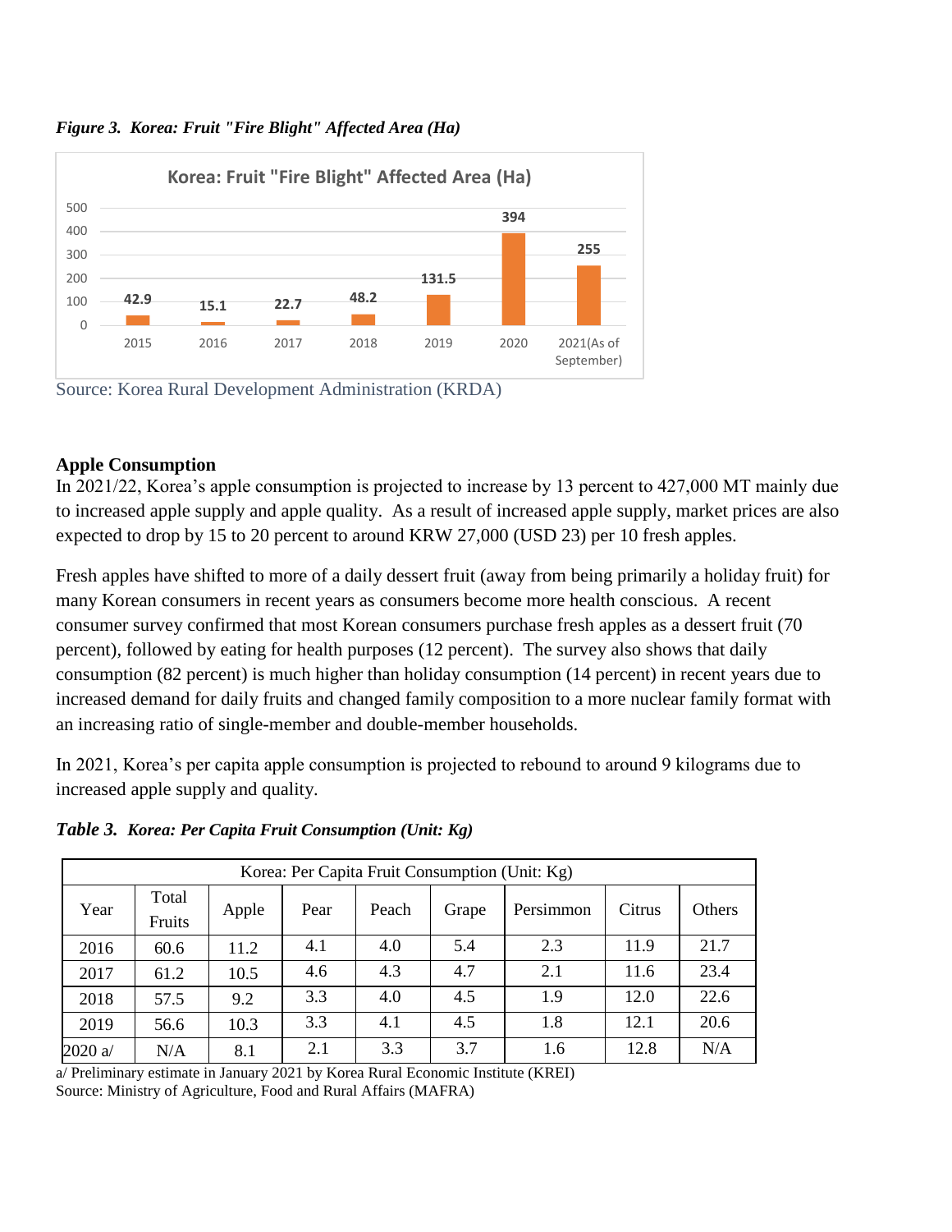*Figure 3. Korea: Fruit "Fire Blight" Affected Area (Ha)*

| Year | Affected Area (Ha) |
|---|---|
| 2015 | 42.9 |
| 2016 | 15.1 |
| 2017 | 22.7 |
| 2018 | 48.2 |
| 2019 | 131.5 |
| 2020 | 394 |
| 2021(As of September) | 255 |

Source: Korea Rural Development Administration (KRDA)

**Apple Consumption**

In 2021/22, Korea's apple consumption is projected to increase by 13 percent to 427,000 MT mainly due to increased apple supply and apple quality. As a result of increased apple supply, market prices are also expected to drop by 15 to 20 percent to around KRW 27,000 (USD 23) per 10 fresh apples.

Fresh apples have shifted to more of a daily dessert fruit (away from being primarily a holiday fruit) for many Korean consumers in recent years as consumers become more health conscious. A recent consumer survey confirmed that most Korean consumers purchase fresh apples as a dessert fruit (70 percent), followed by eating for health purposes (12 percent). The survey also shows that daily consumption (82 percent) is much higher than holiday consumption (14 percent) in recent years due to increased demand for daily fruits and changed family composition to a more nuclear family format with an increasing ratio of single-member and double-member households.

In 2021, Korea's per capita apple consumption is projected to rebound to around 9 kilograms due to increased apple supply and quality.

***Table 3. Korea: Per Capita Fruit Consumption (Unit: Kg)***

| Year | Total Fruits | Apple | Pear | Peach | Grape | Persimmon | Citrus | Others |
|---|---|---|---|---|---|---|---|---|
| 2016 | 60.6 | 11.2 | 4.1 | 4.0 | 5.4 | 2.3 | 11.9 | 21.7 |
| 2017 | 61.2 | 10.5 | 4.6 | 4.3 | 4.7 | 2.1 | 11.6 | 23.4 |
| 2018 | 57.5 | 9.2 | 3.3 | 4.0 | 4.5 | 1.9 | 12.0 | 22.6 |
| 2019 | 56.6 | 10.3 | 3.3 | 4.1 | 4.5 | 1.8 | 12.1 | 20.6 |
| 2020 a/ | N/A | 8.1 | 2.1 | 3.3 | 3.7 | 1.6 | 12.8 | N/A |

a/ Preliminary estimate in January 2021 by Korea Rural Economic Institute (KREI)
Source: Ministry of Agriculture, Food and Rural Affairs (MAFRA)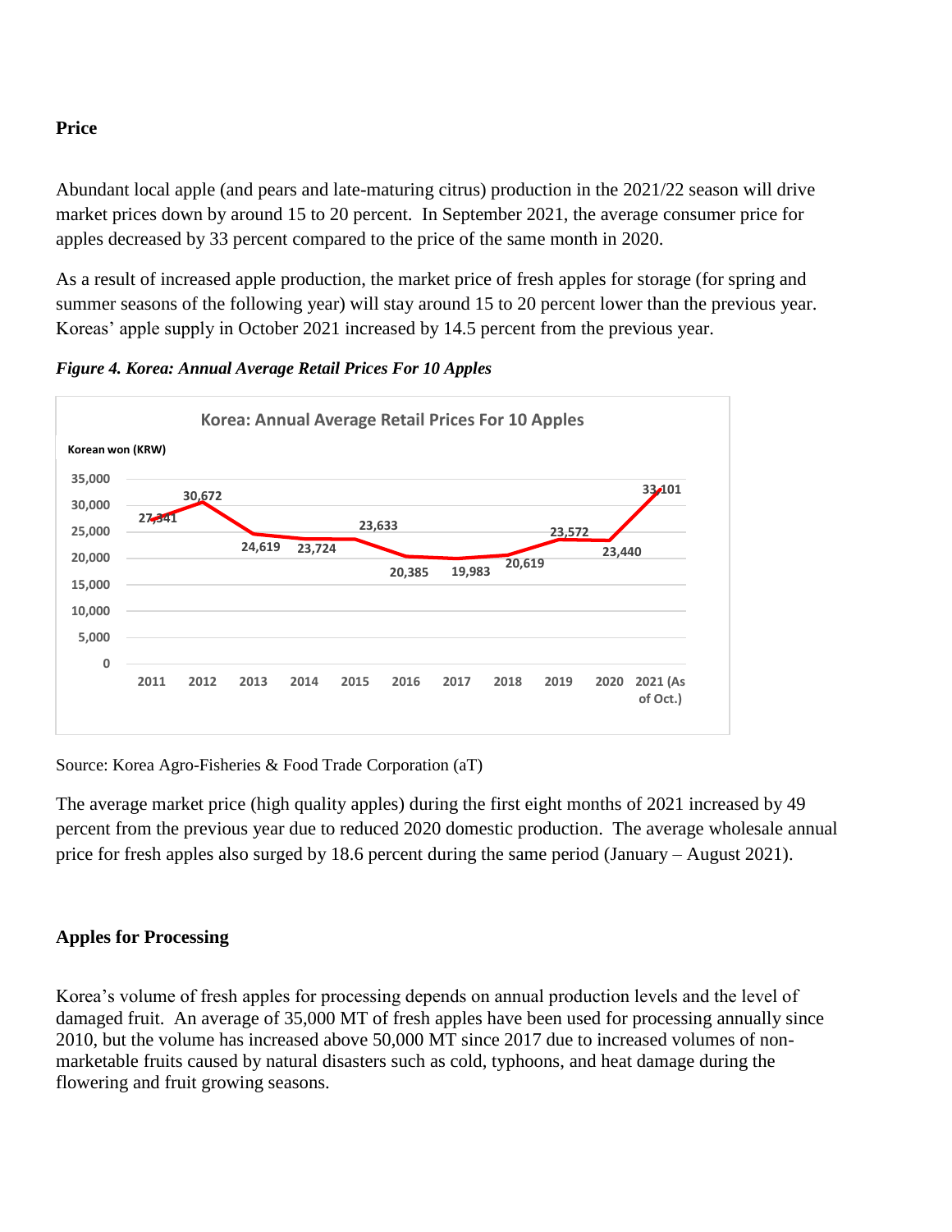**Price**

Abundant local apple (and pears and late-maturing citrus) production in the 2021/22 season will drive market prices down by around 15 to 20 percent. In September 2021, the average consumer price for apples decreased by 33 percent compared to the price of the same month in 2020.

As a result of increased apple production, the market price of fresh apples for storage (for spring and summer seasons of the following year) will stay around 15 to 20 percent lower than the previous year. Koreas' apple supply in October 2021 increased by 14.5 percent from the previous year.

***Figure 4. Korea: Annual Average Retail Prices For 10 Apples***

Korea: Annual Average Retail Prices For 10 Apples

| Year | Korean won (KRW) |
|---|---|
| 2011 | 27,341 |
| 2012 | 30,672 |
| 2013 | 24,619 |
| 2014 | 23,724 |
| 2015 | 23,633 |
| 2016 | 20,385 |
| 2017 | 19,983 |
| 2018 | 20,619 |
| 2019 | 23,572 |
| 2020 | 23,440 |
| 2021 (As of Oct.) | 33,101 |

Source: Korea Agro-Fisheries & Food Trade Corporation (aT)

The average market price (high quality apples) during the first eight months of 2021 increased by 49 percent from the previous year due to reduced 2020 domestic production. The average wholesale annual price for fresh apples also surged by 18.6 percent during the same period (January – August 2021).

**Apples for Processing**

Korea's volume of fresh apples for processing depends on annual production levels and the level of damaged fruit. An average of 35,000 MT of fresh apples have been used for processing annually since 2010, but the volume has increased above 50,000 MT since 2017 due to increased volumes of non-marketable fruits caused by natural disasters such as cold, typhoons, and heat damage during the flowering and fruit growing seasons.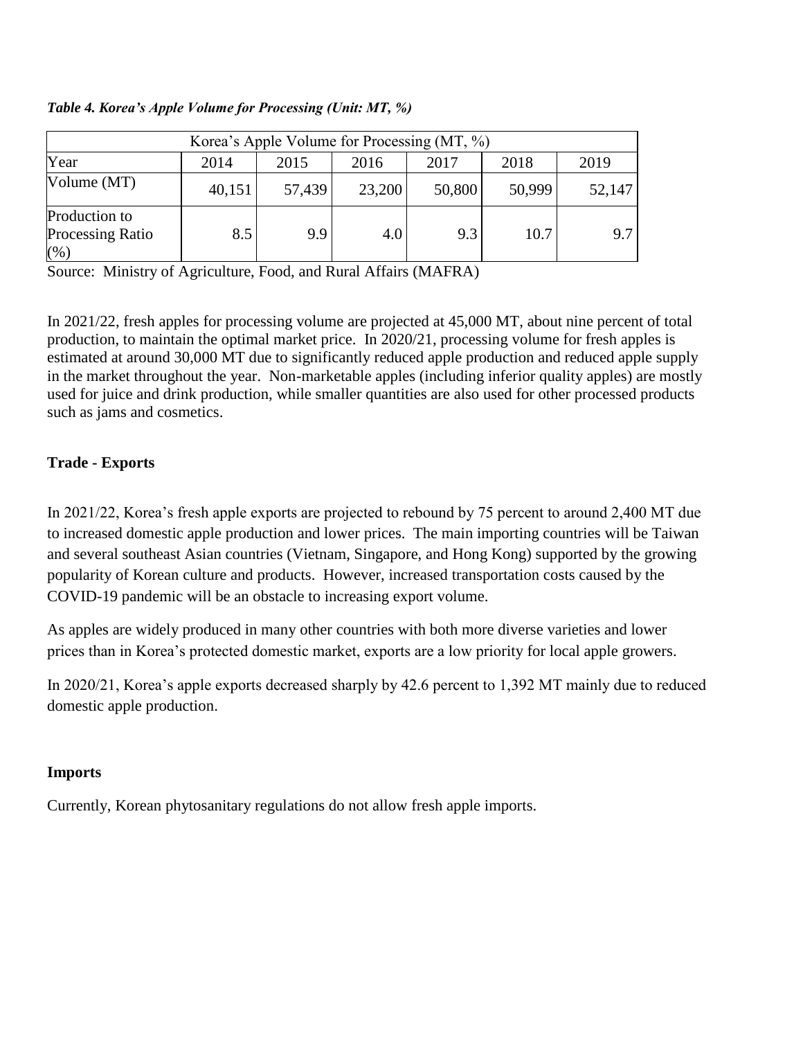***Table 4. Korea's Apple Volume for Processing (Unit: MT, %)***

| Korea's Apple Volume for Processing (MT, %) | | | | | | |
|---|---|---|---|---|---|---|
| Year | 2014 | 2015 | 2016 | 2017 | 2018 | 2019 |
| Volume (MT) | 40,151 | 57,439 | 23,200 | 50,800 | 50,999 | 52,147 |
| Production to Processing Ratio (%) | 8.5 | 9.9 | 4.0 | 9.3 | 10.7 | 9.7 |

Source: Ministry of Agriculture, Food, and Rural Affairs (MAFRA)

In 2021/22, fresh apples for processing volume are projected at 45,000 MT, about nine percent of total production, to maintain the optimal market price. In 2020/21, processing volume for fresh apples is estimated at around 30,000 MT due to significantly reduced apple production and reduced apple supply in the market throughout the year. Non-marketable apples (including inferior quality apples) are mostly used for juice and drink production, while smaller quantities are also used for other processed products such as jams and cosmetics.

**Trade - Exports**

In 2021/22, Korea's fresh apple exports are projected to rebound by 75 percent to around 2,400 MT due to increased domestic apple production and lower prices. The main importing countries will be Taiwan and several southeast Asian countries (Vietnam, Singapore, and Hong Kong) supported by the growing popularity of Korean culture and products. However, increased transportation costs caused by the COVID-19 pandemic will be an obstacle to increasing export volume.

As apples are widely produced in many other countries with both more diverse varieties and lower prices than in Korea's protected domestic market, exports are a low priority for local apple growers.

In 2020/21, Korea's apple exports decreased sharply by 42.6 percent to 1,392 MT mainly due to reduced domestic apple production.

**Imports**

Currently, Korean phytosanitary regulations do not allow fresh apple imports.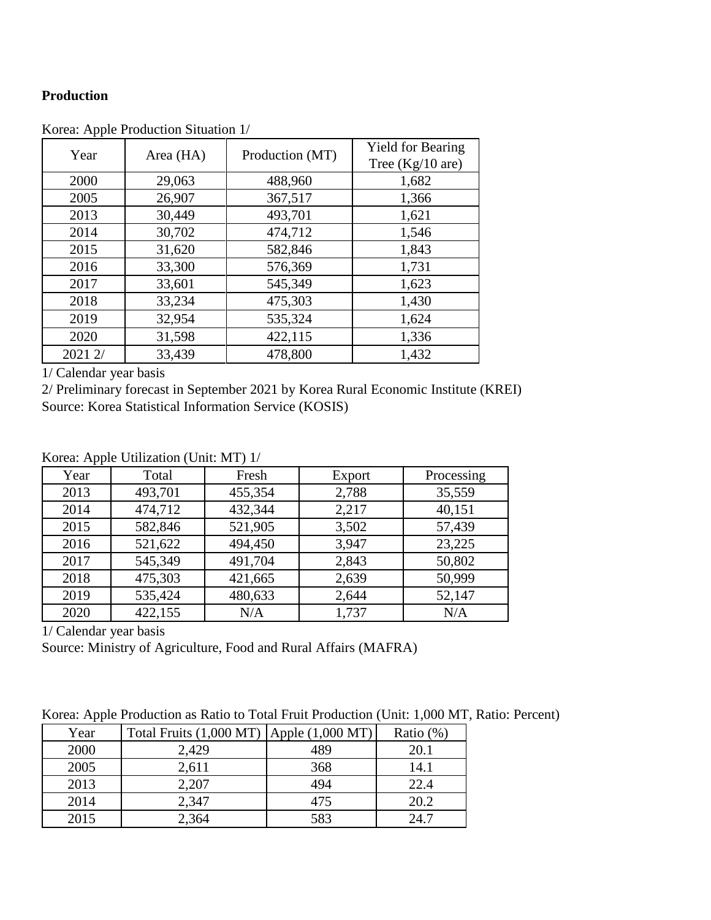**Production**

Korea: Apple Production Situation 1/

| Year | Area (HA) | Production (MT) | Yield for Bearing Tree (Kg/10 are) |
|---|---|---|---|
| 2000 | 29,063 | 488,960 | 1,682 |
| 2005 | 26,907 | 367,517 | 1,366 |
| 2013 | 30,449 | 493,701 | 1,621 |
| 2014 | 30,702 | 474,712 | 1,546 |
| 2015 | 31,620 | 582,846 | 1,843 |
| 2016 | 33,300 | 576,369 | 1,731 |
| 2017 | 33,601 | 545,349 | 1,623 |
| 2018 | 33,234 | 475,303 | 1,430 |
| 2019 | 32,954 | 535,324 | 1,624 |
| 2020 | 31,598 | 422,115 | 1,336 |
| 2021 2/ | 33,439 | 478,800 | 1,432 |

1/ Calendar year basis

2/ Preliminary forecast in September 2021 by Korea Rural Economic Institute (KREI)

Source: Korea Statistical Information Service (KOSIS)

Korea: Apple Utilization (Unit: MT) 1/

| Year | Total | Fresh | Export | Processing |
|---|---|---|---|---|
| 2013 | 493,701 | 455,354 | 2,788 | 35,559 |
| 2014 | 474,712 | 432,344 | 2,217 | 40,151 |
| 2015 | 582,846 | 521,905 | 3,502 | 57,439 |
| 2016 | 521,622 | 494,450 | 3,947 | 23,225 |
| 2017 | 545,349 | 491,704 | 2,843 | 50,802 |
| 2018 | 475,303 | 421,665 | 2,639 | 50,999 |
| 2019 | 535,424 | 480,633 | 2,644 | 52,147 |
| 2020 | 422,155 | N/A | 1,737 | N/A |

1/ Calendar year basis

Source: Ministry of Agriculture, Food and Rural Affairs (MAFRA)

Korea: Apple Production as Ratio to Total Fruit Production (Unit: 1,000 MT, Ratio: Percent)

| Year | Total Fruits (1,000 MT) | Apple (1,000 MT) | Ratio (%) |
|---|---|---|---|
| 2000 | 2,429 | 489 | 20.1 |
| 2005 | 2,611 | 368 | 14.1 |
| 2013 | 2,207 | 494 | 22.4 |
| 2014 | 2,347 | 475 | 20.2 |
| 2015 | 2,364 | 583 | 24.7 |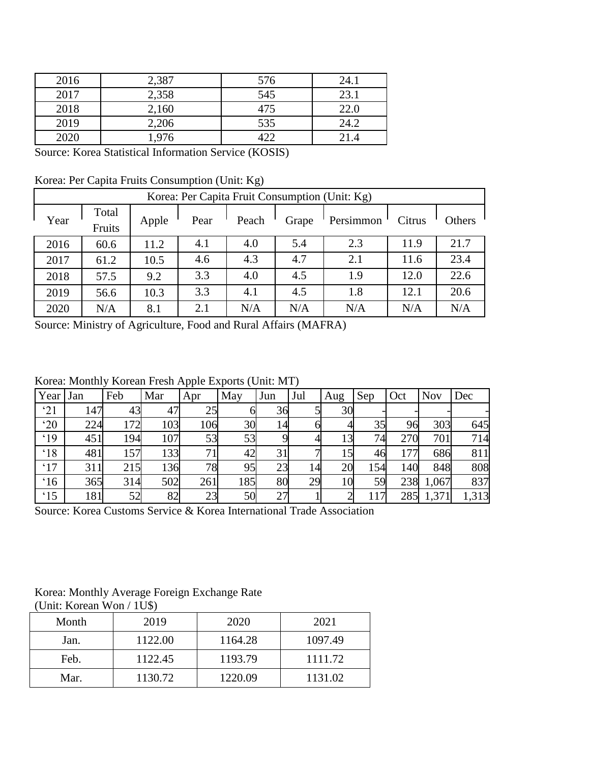| 2016 | 2,387 | 576 | 24.1 |
|---|---|---|---|
| 2017 | 2,358 | 545 | 23.1 |
| 2018 | 2,160 | 475 | 22.0 |
| 2019 | 2,206 | 535 | 24.2 |
| 2020 | 1,976 | 422 | 21.4 |

Source: Korea Statistical Information Service (KOSIS)

Korea: Per Capita Fruits Consumption (Unit: Kg)

| Korea: Per Capita Fruit Consumption (Unit: Kg) | | | | | | | | |
|---|---|---|---|---|---|---|---|---|
| Year | Total Fruits | Apple | Pear | Peach | Grape | Persimmon | Citrus | Others |
| 2016 | 60.6 | 11.2 | 4.1 | 4.0 | 5.4 | 2.3 | 11.9 | 21.7 |
| 2017 | 61.2 | 10.5 | 4.6 | 4.3 | 4.7 | 2.1 | 11.6 | 23.4 |
| 2018 | 57.5 | 9.2 | 3.3 | 4.0 | 4.5 | 1.9 | 12.0 | 22.6 |
| 2019 | 56.6 | 10.3 | 3.3 | 4.1 | 4.5 | 1.8 | 12.1 | 20.6 |
| 2020 | N/A | 8.1 | 2.1 | N/A | N/A | N/A | N/A | N/A |

Source: Ministry of Agriculture, Food and Rural Affairs (MAFRA)

Korea: Monthly Korean Fresh Apple Exports (Unit: MT)

| Year | Jan | Feb | Mar | Apr | May | Jun | Jul | Aug | Sep | Oct | Nov | Dec |
|---|---|---|---|---|---|---|---|---|---|---|---|---|
| '21 | 147 | 43 | 47 | 25 | 6 | 36 | 5 | 30 | - | - | - | - |
| '20 | 224 | 172 | 103 | 106 | 30 | 14 | 6 | 4 | 35 | 96 | 303 | 645 |
| '19 | 451 | 194 | 107 | 53 | 53 | 9 | 4 | 13 | 74 | 270 | 701 | 714 |
| '18 | 481 | 157 | 133 | 71 | 42 | 31 | 7 | 15 | 46 | 177 | 686 | 811 |
| '17 | 311 | 215 | 136 | 78 | 95 | 23 | 14 | 20 | 154 | 140 | 848 | 808 |
| '16 | 365 | 314 | 502 | 261 | 185 | 80 | 29 | 10 | 59 | 238 | 1,067 | 837 |
| '15 | 181 | 52 | 82 | 23 | 50 | 27 | 1 | 2 | 117 | 285 | 1,371 | 1,313 |

Source: Korea Customs Service & Korea International Trade Association

Korea: Monthly Average Foreign Exchange Rate
(Unit: Korean Won / 1U$)

| Month | 2019 | 2020 | 2021 |
|---|---|---|---|
| Jan. | 1122.00 | 1164.28 | 1097.49 |
| Feb. | 1122.45 | 1193.79 | 1111.72 |
| Mar. | 1130.72 | 1220.09 | 1131.02 |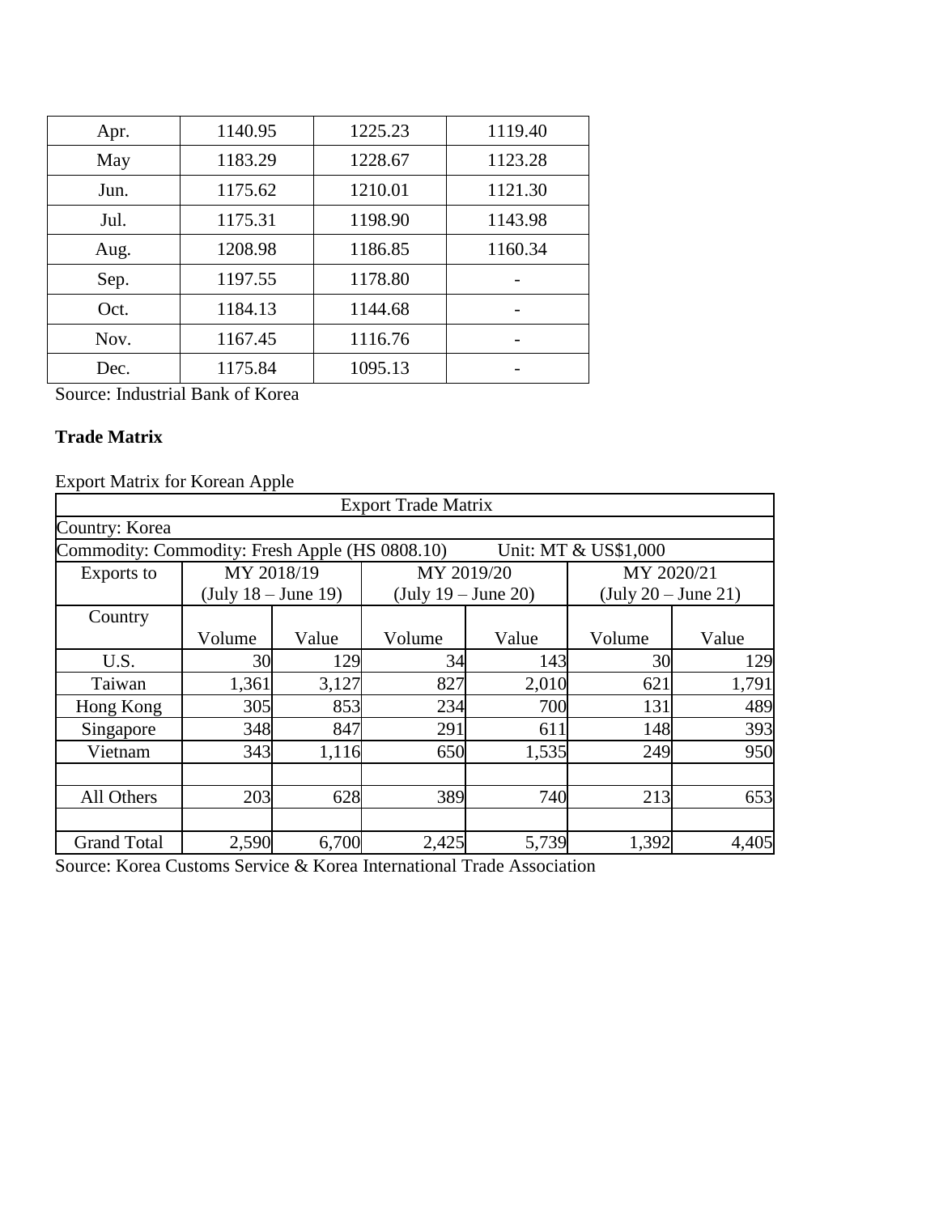| Apr. | 1140.95 | 1225.23 | 1119.40 |
|---|---|---|---|
| May | 1183.29 | 1228.67 | 1123.28 |
| Jun. | 1175.62 | 1210.01 | 1121.30 |
| Jul. | 1175.31 | 1198.90 | 1143.98 |
| Aug. | 1208.98 | 1186.85 | 1160.34 |
| Sep. | 1197.55 | 1178.80 | - |
| Oct. | 1184.13 | 1144.68 | - |
| Nov. | 1167.45 | 1116.76 | - |
| Dec. | 1175.84 | 1095.13 | - |

Source: Industrial Bank of Korea

**Trade Matrix**

Export Matrix for Korean Apple

| Export Trade Matrix | | | | | | |
|---|---|---|---|---|---|---|
| Country: Korea | | | | | | |
| Commodity: Commodity: Fresh Apple (HS 0808.10) Unit: MT & US$1,000 | | | | | | |
| Exports to | MY 2018/19 (July 18 – June 19) | | MY 2019/20 (July 19 – June 20) | | MY 2020/21 (July 20 – June 21) | |
| Country | Volume | Value | Volume | Value | Volume | Value |
| U.S. | 30 | 129 | 34 | 143 | 30 | 129 |
| Taiwan | 1,361 | 3,127 | 827 | 2,010 | 621 | 1,791 |
| Hong Kong | 305 | 853 | 234 | 700 | 131 | 489 |
| Singapore | 348 | 847 | 291 | 611 | 148 | 393 |
| Vietnam | 343 | 1,116 | 650 | 1,535 | 249 | 950 |
| | | | | | | |
| All Others | 203 | 628 | 389 | 740 | 213 | 653 |
| | | | | | | |
| Grand Total | 2,590 | 6,700 | 2,425 | 5,739 | 1,392 | 4,405 |

Source: Korea Customs Service & Korea International Trade Association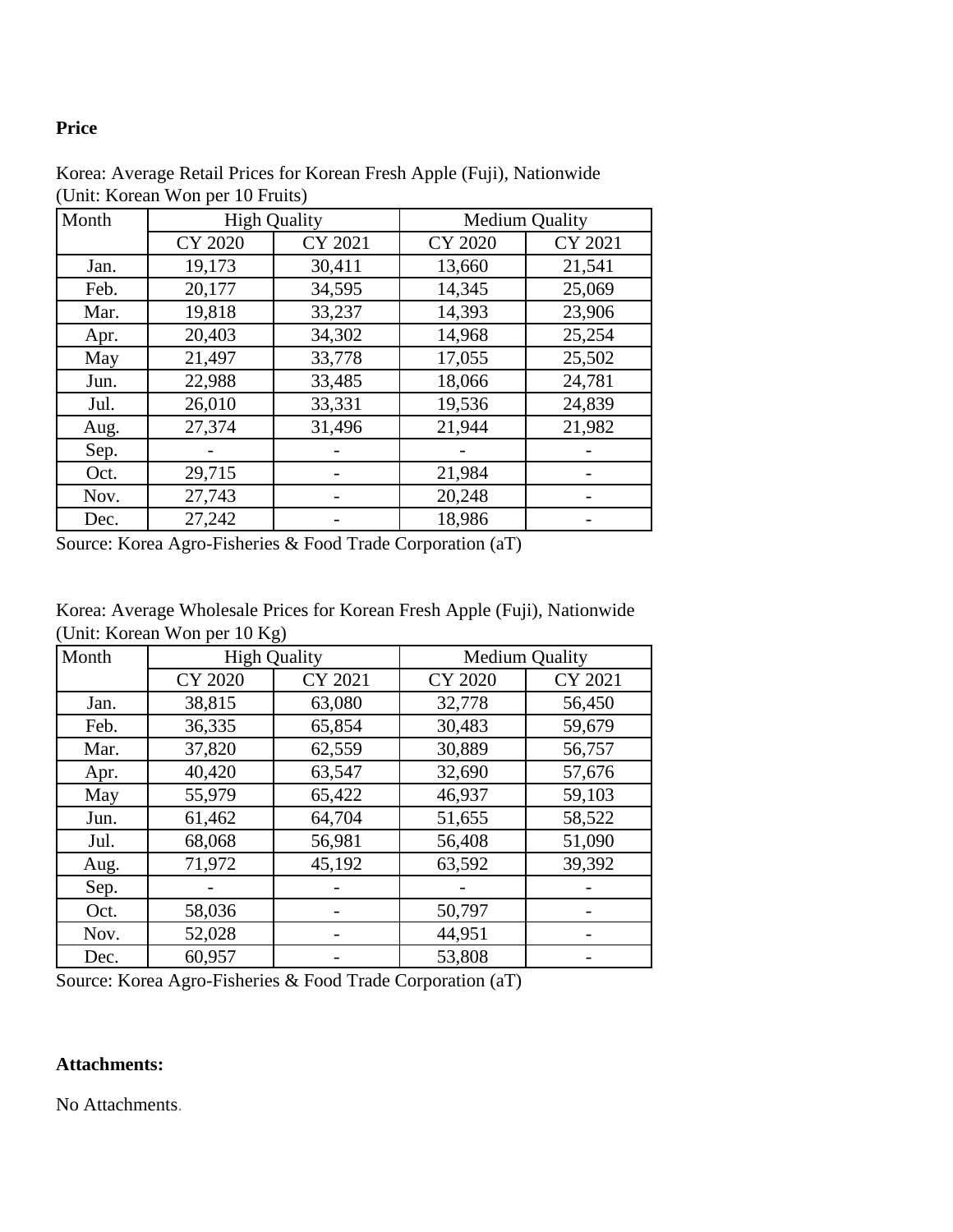**Price**

Korea: Average Retail Prices for Korean Fresh Apple (Fuji), Nationwide
(Unit: Korean Won per 10 Fruits)

| Month | High Quality | | Medium Quality | |
|---|---|---|---|---|
| | CY 2020 | CY 2021 | CY 2020 | CY 2021 |
| Jan. | 19,173 | 30,411 | 13,660 | 21,541 |
| Feb. | 20,177 | 34,595 | 14,345 | 25,069 |
| Mar. | 19,818 | 33,237 | 14,393 | 23,906 |
| Apr. | 20,403 | 34,302 | 14,968 | 25,254 |
| May | 21,497 | 33,778 | 17,055 | 25,502 |
| Jun. | 22,988 | 33,485 | 18,066 | 24,781 |
| Jul. | 26,010 | 33,331 | 19,536 | 24,839 |
| Aug. | 27,374 | 31,496 | 21,944 | 21,982 |
| Sep. | - | - | - | - |
| Oct. | 29,715 | - | 21,984 | - |
| Nov. | 27,743 | - | 20,248 | - |
| Dec. | 27,242 | - | 18,986 | - |

Source: Korea Agro-Fisheries & Food Trade Corporation (aT)

Korea: Average Wholesale Prices for Korean Fresh Apple (Fuji), Nationwide
(Unit: Korean Won per 10 Kg)

| Month | High Quality | | Medium Quality | |
|---|---|---|---|---|
| | CY 2020 | CY 2021 | CY 2020 | CY 2021 |
| Jan. | 38,815 | 63,080 | 32,778 | 56,450 |
| Feb. | 36,335 | 65,854 | 30,483 | 59,679 |
| Mar. | 37,820 | 62,559 | 30,889 | 56,757 |
| Apr. | 40,420 | 63,547 | 32,690 | 57,676 |
| May | 55,979 | 65,422 | 46,937 | 59,103 |
| Jun. | 61,462 | 64,704 | 51,655 | 58,522 |
| Jul. | 68,068 | 56,981 | 56,408 | 51,090 |
| Aug. | 71,972 | 45,192 | 63,592 | 39,392 |
| Sep. | - | - | - | - |
| Oct. | 58,036 | - | 50,797 | - |
| Nov. | 52,028 | - | 44,951 | - |
| Dec. | 60,957 | - | 53,808 | - |

Source: Korea Agro-Fisheries & Food Trade Corporation (aT)

**Attachments:**

No Attachments.